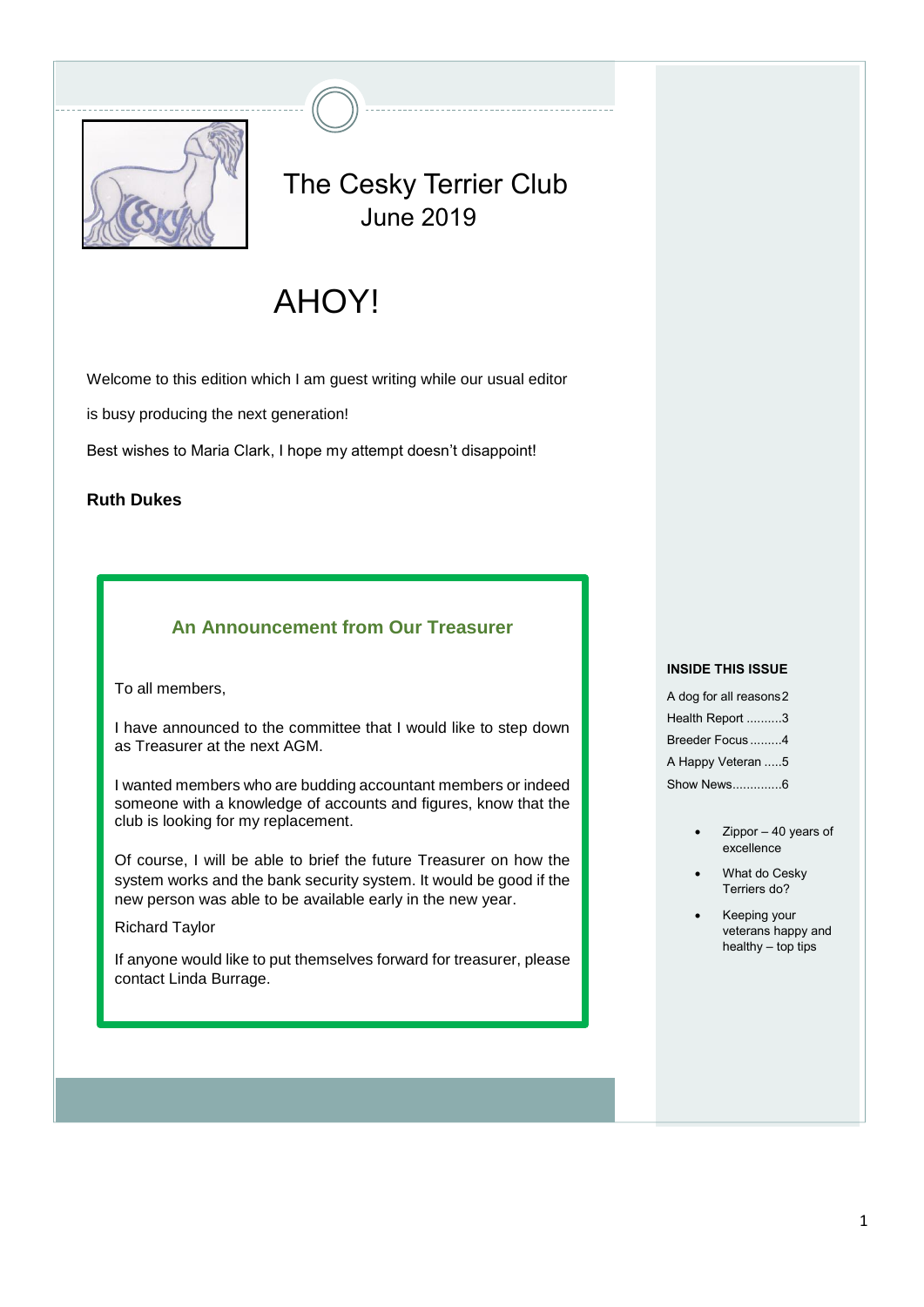# The Cesky Terrier Club

June 2019

# AHOY!

Welcome to this edition which I am guest writing while our usual editor is busy producing the next generation!

Best wishes to Maria Clark, I hope my attempt doesn't disappoint!

**Ruth Dukes**

## An Announcement from Our Treasurer

To all members,

I have announced to the committee that I would like to step down as Treasurer at the next AGM.

I wanted members who are budding accountant members or indeed someone with a knowledge of accounts and figures, know that the club is looking for my replacement.

Of course, I will be able to brief the future Treasurer on how the system works and the bank security system. It would be good if the new person was able to be available early in the new year.

Richard Taylor

If anyone would like to put themselves forward for treasurer, please contact Linda Burrage.

**INSIDE THIS ISSUE**

A dog for all reasons 2
Health Report ..........3
Breeder Focus .........4
A Happy Veteran .....5
Show News..............6

- Zippor – 40 years of excellence
- What do Cesky Terriers do?
- Keeping your veterans happy and healthy – top tips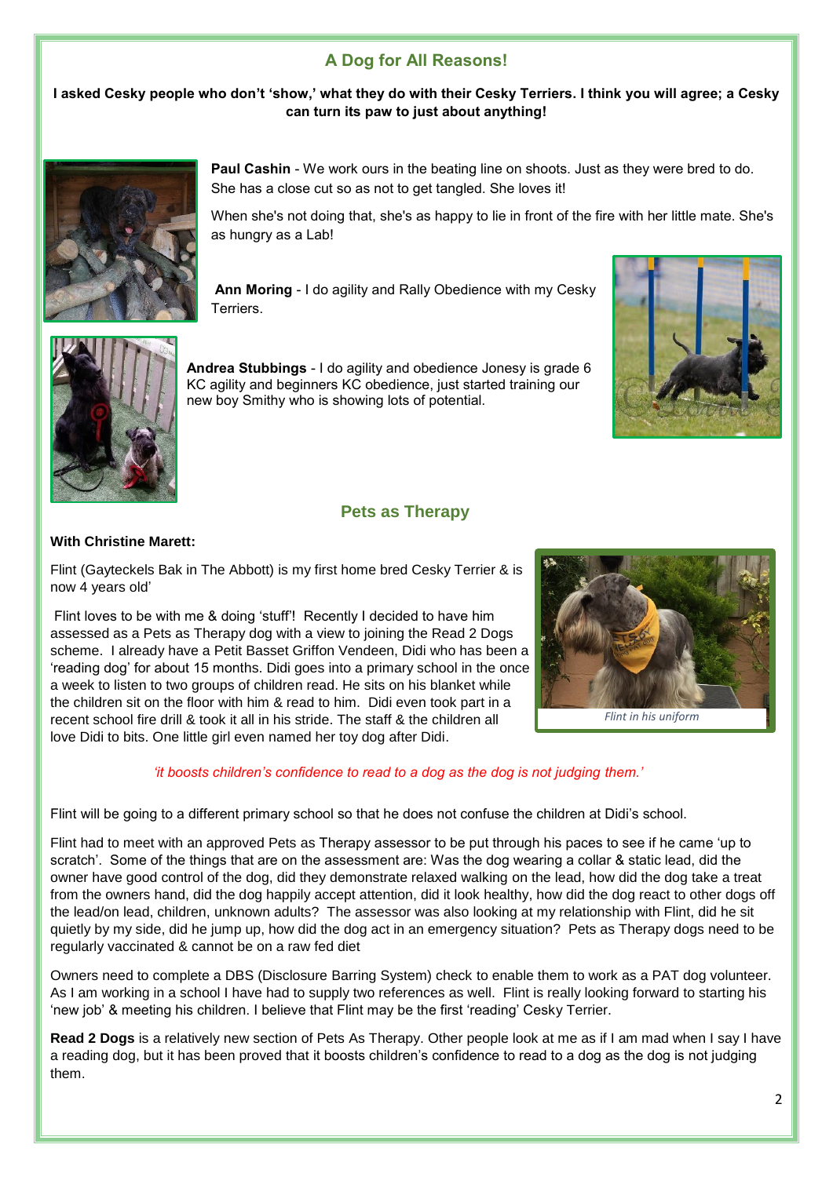## A Dog for All Reasons!

**I asked Cesky people who don't 'show,' what they do with their Cesky Terriers. I think you will agree; a Cesky can turn its paw to just about anything!**

**Paul Cashin** - We work ours in the beating line on shoots. Just as they were bred to do. She has a close cut so as not to get tangled. She loves it!

When she's not doing that, she's as happy to lie in front of the fire with her little mate. She's as hungry as a Lab!

**Ann Moring** - I do agility and Rally Obedience with my Cesky Terriers.

**Andrea Stubbings** - I do agility and obedience Jonesy is grade 6 KC agility and beginners KC obedience, just started training our new boy Smithy who is showing lots of potential.

## Pets as Therapy

**With Christine Marett:**

Flint (Gayteckels Bak in The Abbott) is my first home bred Cesky Terrier & is now 4 years old'

Flint loves to be with me & doing 'stuff'! Recently I decided to have him assessed as a Pets as Therapy dog with a view to joining the Read 2 Dogs scheme. I already have a Petit Basset Griffon Vendeen, Didi who has been a 'reading dog' for about 15 months. Didi goes into a primary school in the once a week to listen to two groups of children read. He sits on his blanket while the children sit on the floor with him & read to him. Didi even took part in a recent school fire drill & took it all in his stride. The staff & the children all love Didi to bits. One little girl even named her toy dog after Didi.

*Flint in his uniform*

*'it boosts children's confidence to read to a dog as the dog is not judging them.'*

Flint will be going to a different primary school so that he does not confuse the children at Didi's school.

Flint had to meet with an approved Pets as Therapy assessor to be put through his paces to see if he came 'up to scratch'. Some of the things that are on the assessment are: Was the dog wearing a collar & static lead, did the owner have good control of the dog, did they demonstrate relaxed walking on the lead, how did the dog take a treat from the owners hand, did the dog happily accept attention, did it look healthy, how did the dog react to other dogs off the lead/on lead, children, unknown adults? The assessor was also looking at my relationship with Flint, did he sit quietly by my side, did he jump up, how did the dog act in an emergency situation? Pets as Therapy dogs need to be regularly vaccinated & cannot be on a raw fed diet

Owners need to complete a DBS (Disclosure Barring System) check to enable them to work as a PAT dog volunteer. As I am working in a school I have had to supply two references as well. Flint is really looking forward to starting his 'new job' & meeting his children. I believe that Flint may be the first 'reading' Cesky Terrier.

**Read 2 Dogs** is a relatively new section of Pets As Therapy. Other people look at me as if I am mad when I say I have a reading dog, but it has been proved that it boosts children's confidence to read to a dog as the dog is not judging them.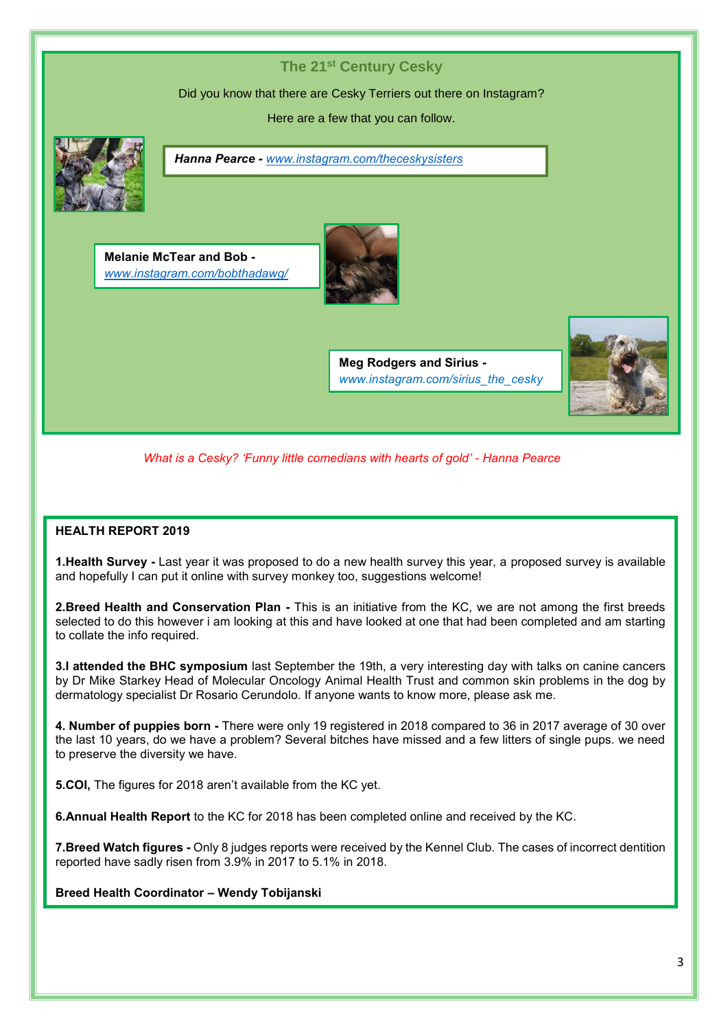## The 21st Century Cesky

Did you know that there are Cesky Terriers out there on Instagram?

Here are a few that you can follow.

***Hanna Pearce -*** *www.instagram.com/theceskysisters*

**Melanie McTear and Bob -** www.instagram.com/bobthadawg/

**Meg Rodgers and Sirius -** *www.instagram.com/sirius_the_cesky*

*What is a Cesky? 'Funny little comedians with hearts of gold' - Hanna Pearce*

## HEALTH REPORT 2019

**1.Health Survey -** Last year it was proposed to do a new health survey this year, a proposed survey is available and hopefully I can put it online with survey monkey too, suggestions welcome!

**2.Breed Health and Conservation Plan -** This is an initiative from the KC, we are not among the first breeds selected to do this however i am looking at this and have looked at one that had been completed and am starting to collate the info required.

**3.I attended the BHC symposium** last September the 19th, a very interesting day with talks on canine cancers by Dr Mike Starkey Head of Molecular Oncology Animal Health Trust and common skin problems in the dog by dermatology specialist Dr Rosario Cerundolo. If anyone wants to know more, please ask me.

**4. Number of puppies born -** There were only 19 registered in 2018 compared to 36 in 2017 average of 30 over the last 10 years, do we have a problem? Several bitches have missed and a few litters of single pups. we need to preserve the diversity we have.

**5.COI,** The figures for 2018 aren't available from the KC yet.

**6.Annual Health Report** to the KC for 2018 has been completed online and received by the KC.

**7.Breed Watch figures -** Only 8 judges reports were received by the Kennel Club. The cases of incorrect dentition reported have sadly risen from 3.9% in 2017 to 5.1% in 2018.

**Breed Health Coordinator – Wendy Tobijanski**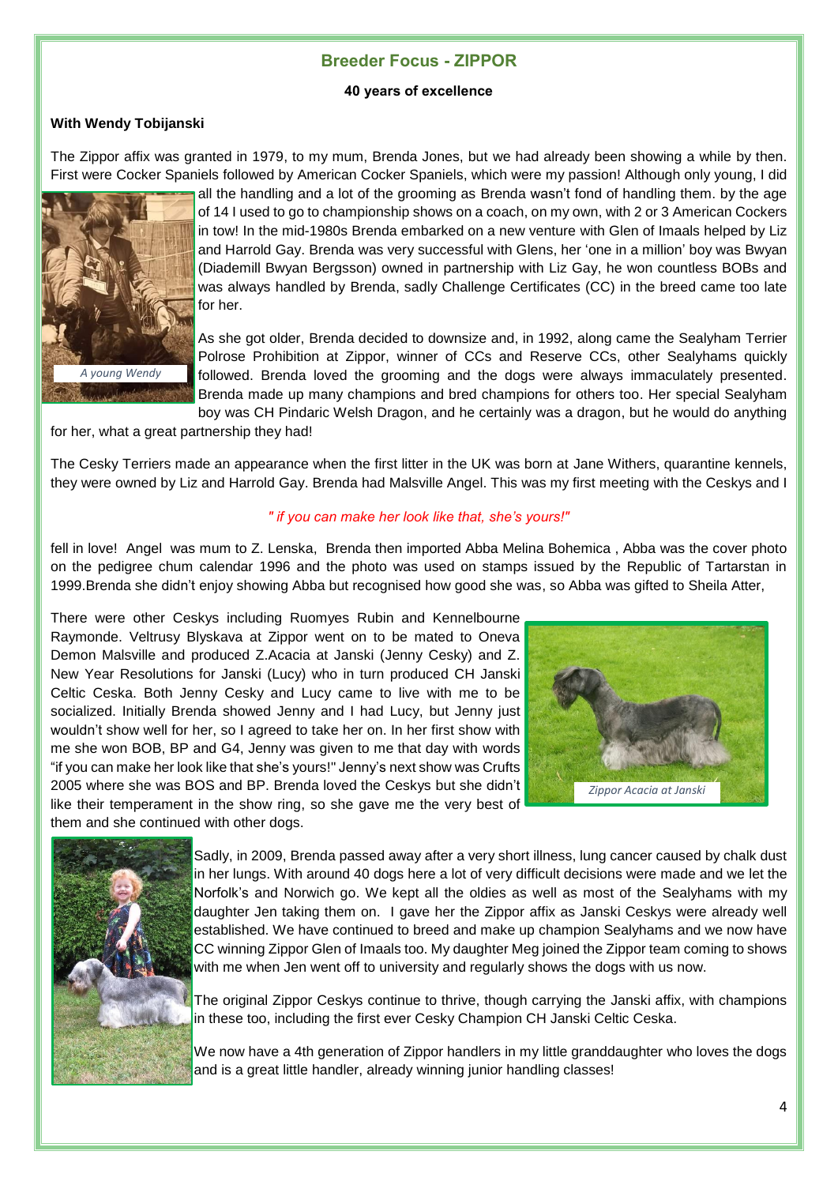## Breeder Focus - ZIPPOR

**40 years of excellence**

**With Wendy Tobijanski**

The Zippor affix was granted in 1979, to my mum, Brenda Jones, but we had already been showing a while by then. First were Cocker Spaniels followed by American Cocker Spaniels, which were my passion! Although only young, I did all the handling and a lot of the grooming as Brenda wasn't fond of handling them. by the age of 14 I used to go to championship shows on a coach, on my own, with 2 or 3 American Cockers in tow! In the mid-1980s Brenda embarked on a new venture with Glen of Imaals helped by Liz and Harrold Gay. Brenda was very successful with Glens, her 'one in a million' boy was Bwyan (Diademill Bwyan Bergsson) owned in partnership with Liz Gay, he won countless BOBs and was always handled by Brenda, sadly Challenge Certificates (CC) in the breed came too late for her.

*A young Wendy*

As she got older, Brenda decided to downsize and, in 1992, along came the Sealyham Terrier Polrose Prohibition at Zippor, winner of CCs and Reserve CCs, other Sealyhams quickly followed. Brenda loved the grooming and the dogs were always immaculately presented. Brenda made up many champions and bred champions for others too. Her special Sealyham boy was CH Pindaric Welsh Dragon, and he certainly was a dragon, but he would do anything for her, what a great partnership they had!

The Cesky Terriers made an appearance when the first litter in the UK was born at Jane Withers, quarantine kennels, they were owned by Liz and Harrold Gay. Brenda had Malsville Angel. This was my first meeting with the Ceskys and I fell in love! Angel was mum to Z. Lenska, Brenda then imported Abba Melina Bohemica , Abba was the cover photo on the pedigree chum calendar 1996 and the photo was used on stamps issued by the Republic of Tartarstan in 1999.Brenda she didn't enjoy showing Abba but recognised how good she was, so Abba was gifted to Sheila Atter,

*" if you can make her look like that, she's yours!"*

There were other Ceskys including Ruomyes Rubin and Kennelbourne Raymonde. Veltrusy Blyskava at Zippor went on to be mated to Oneva Demon Malsville and produced Z.Acacia at Janski (Jenny Cesky) and Z. New Year Resolutions for Janski (Lucy) who in turn produced CH Janski Celtic Ceska. Both Jenny Cesky and Lucy came to live with me to be socialized. Initially Brenda showed Jenny and I had Lucy, but Jenny just wouldn't show well for her, so I agreed to take her on. In her first show with me she won BOB, BP and G4, Jenny was given to me that day with words "if you can make her look like that she's yours!" Jenny's next show was Crufts 2005 where she was BOS and BP. Brenda loved the Ceskys but she didn't like their temperament in the show ring, so she gave me the very best of them and she continued with other dogs.

*Zippor Acacia at Janski*

Sadly, in 2009, Brenda passed away after a very short illness, lung cancer caused by chalk dust in her lungs. With around 40 dogs here a lot of very difficult decisions were made and we let the Norfolk's and Norwich go. We kept all the oldies as well as most of the Sealyhams with my daughter Jen taking them on. I gave her the Zippor affix as Janski Ceskys were already well established. We have continued to breed and make up champion Sealyhams and we now have CC winning Zippor Glen of Imaals too. My daughter Meg joined the Zippor team coming to shows with me when Jen went off to university and regularly shows the dogs with us now.

The original Zippor Ceskys continue to thrive, though carrying the Janski affix, with champions in these too, including the first ever Cesky Champion CH Janski Celtic Ceska.

We now have a 4th generation of Zippor handlers in my little granddaughter who loves the dogs and is a great little handler, already winning junior handling classes!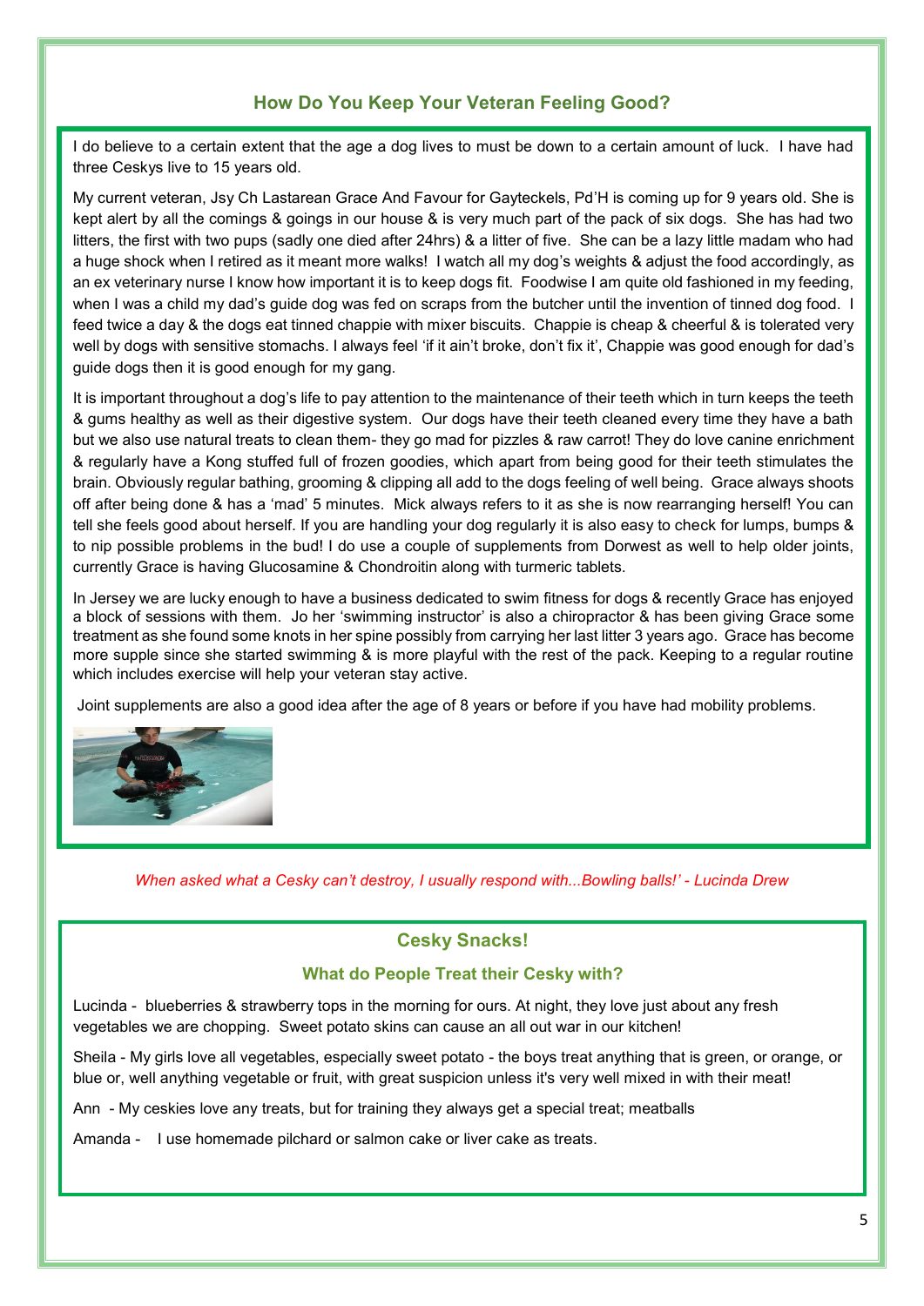## How Do You Keep Your Veteran Feeling Good?

I do believe to a certain extent that the age a dog lives to must be down to a certain amount of luck. I have had three Ceskys live to 15 years old.

My current veteran, Jsy Ch Lastarean Grace And Favour for Gayteckels, Pd'H is coming up for 9 years old. She is kept alert by all the comings & goings in our house & is very much part of the pack of six dogs. She has had two litters, the first with two pups (sadly one died after 24hrs) & a litter of five. She can be a lazy little madam who had a huge shock when I retired as it meant more walks! I watch all my dog's weights & adjust the food accordingly, as an ex veterinary nurse I know how important it is to keep dogs fit. Foodwise I am quite old fashioned in my feeding, when I was a child my dad's guide dog was fed on scraps from the butcher until the invention of tinned dog food. I feed twice a day & the dogs eat tinned chappie with mixer biscuits. Chappie is cheap & cheerful & is tolerated very well by dogs with sensitive stomachs. I always feel 'if it ain't broke, don't fix it', Chappie was good enough for dad's guide dogs then it is good enough for my gang.

It is important throughout a dog's life to pay attention to the maintenance of their teeth which in turn keeps the teeth & gums healthy as well as their digestive system. Our dogs have their teeth cleaned every time they have a bath but we also use natural treats to clean them- they go mad for pizzles & raw carrot! They do love canine enrichment & regularly have a Kong stuffed full of frozen goodies, which apart from being good for their teeth stimulates the brain. Obviously regular bathing, grooming & clipping all add to the dogs feeling of well being. Grace always shoots off after being done & has a 'mad' 5 minutes. Mick always refers to it as she is now rearranging herself! You can tell she feels good about herself. If you are handling your dog regularly it is also easy to check for lumps, bumps & to nip possible problems in the bud! I do use a couple of supplements from Dorwest as well to help older joints, currently Grace is having Glucosamine & Chondroitin along with turmeric tablets.

In Jersey we are lucky enough to have a business dedicated to swim fitness for dogs & recently Grace has enjoyed a block of sessions with them. Jo her 'swimming instructor' is also a chiropractor & has been giving Grace some treatment as she found some knots in her spine possibly from carrying her last litter 3 years ago. Grace has become more supple since she started swimming & is more playful with the rest of the pack. Keeping to a regular routine which includes exercise will help your veteran stay active.

Joint supplements are also a good idea after the age of 8 years or before if you have had mobility problems.

*When asked what a Cesky can't destroy, I usually respond with...Bowling balls!' - Lucinda Drew*

## Cesky Snacks!

### What do People Treat their Cesky with?

Lucinda - blueberries & strawberry tops in the morning for ours. At night, they love just about any fresh vegetables we are chopping. Sweet potato skins can cause an all out war in our kitchen!

Sheila - My girls love all vegetables, especially sweet potato - the boys treat anything that is green, or orange, or blue or, well anything vegetable or fruit, with great suspicion unless it's very well mixed in with their meat!

Ann - My ceskies love any treats, but for training they always get a special treat; meatballs

Amanda - I use homemade pilchard or salmon cake or liver cake as treats.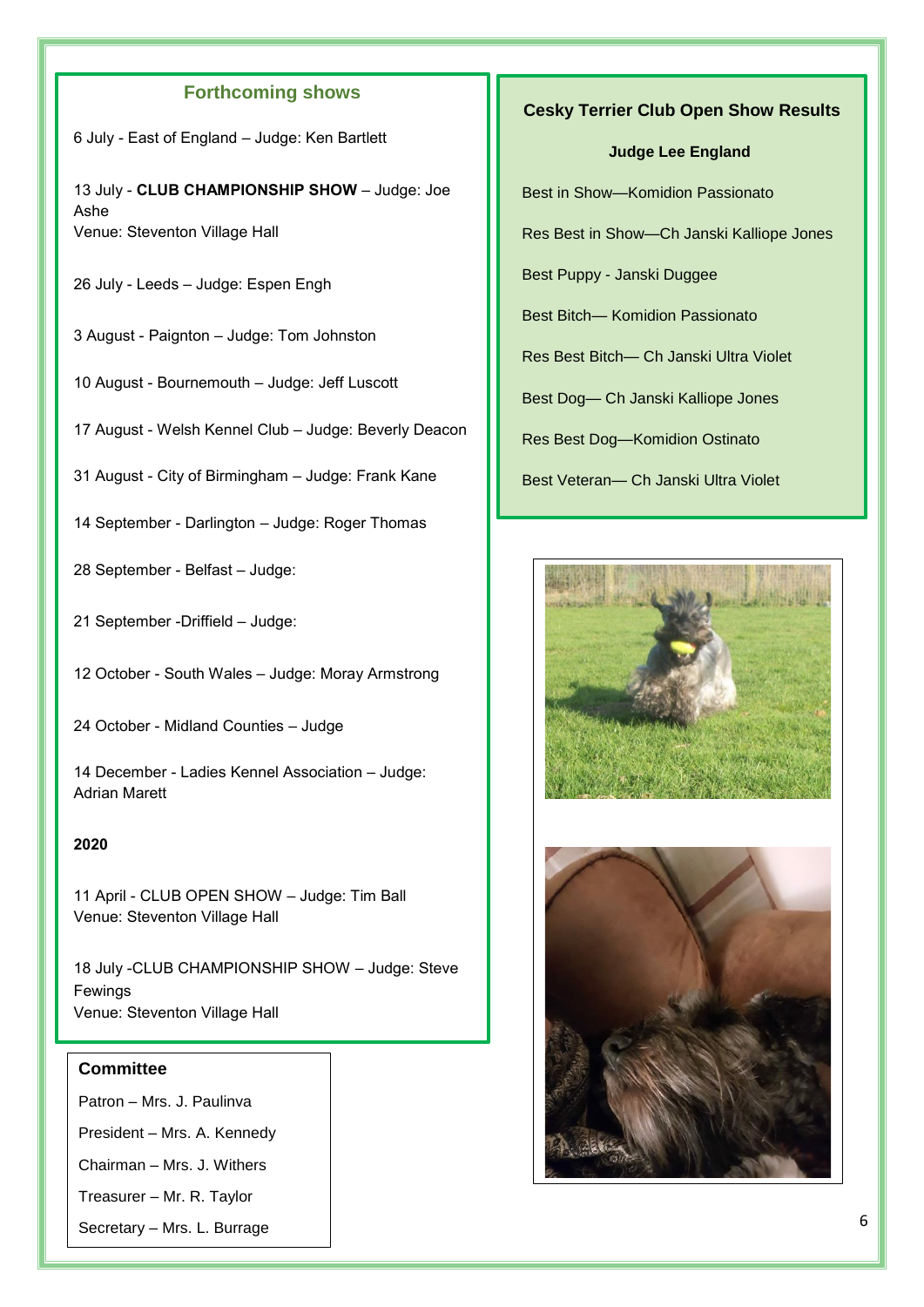## Forthcoming shows

6 July - East of England – Judge: Ken Bartlett

13 July - **CLUB CHAMPIONSHIP SHOW** – Judge: Joe Ashe
Venue: Steventon Village Hall

26 July - Leeds – Judge: Espen Engh

3 August - Paignton – Judge: Tom Johnston

10 August - Bournemouth – Judge: Jeff Luscott

17 August - Welsh Kennel Club – Judge: Beverly Deacon

31 August - City of Birmingham – Judge: Frank Kane

14 September - Darlington – Judge: Roger Thomas

28 September - Belfast – Judge:

21 September -Driffield – Judge:

12 October - South Wales – Judge: Moray Armstrong

24 October - Midland Counties – Judge

14 December - Ladies Kennel Association – Judge: Adrian Marett

**2020**

11 April - CLUB OPEN SHOW – Judge: Tim Ball
Venue: Steventon Village Hall

18 July -CLUB CHAMPIONSHIP SHOW – Judge: Steve Fewings
Venue: Steventon Village Hall

### Committee

Patron – Mrs. J. Paulinva

President – Mrs. A. Kennedy

Chairman – Mrs. J. Withers

Treasurer – Mr. R. Taylor

Secretary – Mrs. L. Burrage

## Cesky Terrier Club Open Show Results

**Judge Lee England**

Best in Show—Komidion Passionato

Res Best in Show—Ch Janski Kalliope Jones

Best Puppy - Janski Duggee

Best Bitch— Komidion Passionato

Res Best Bitch— Ch Janski Ultra Violet

Best Dog— Ch Janski Kalliope Jones

Res Best Dog—Komidion Ostinato

Best Veteran— Ch Janski Ultra Violet